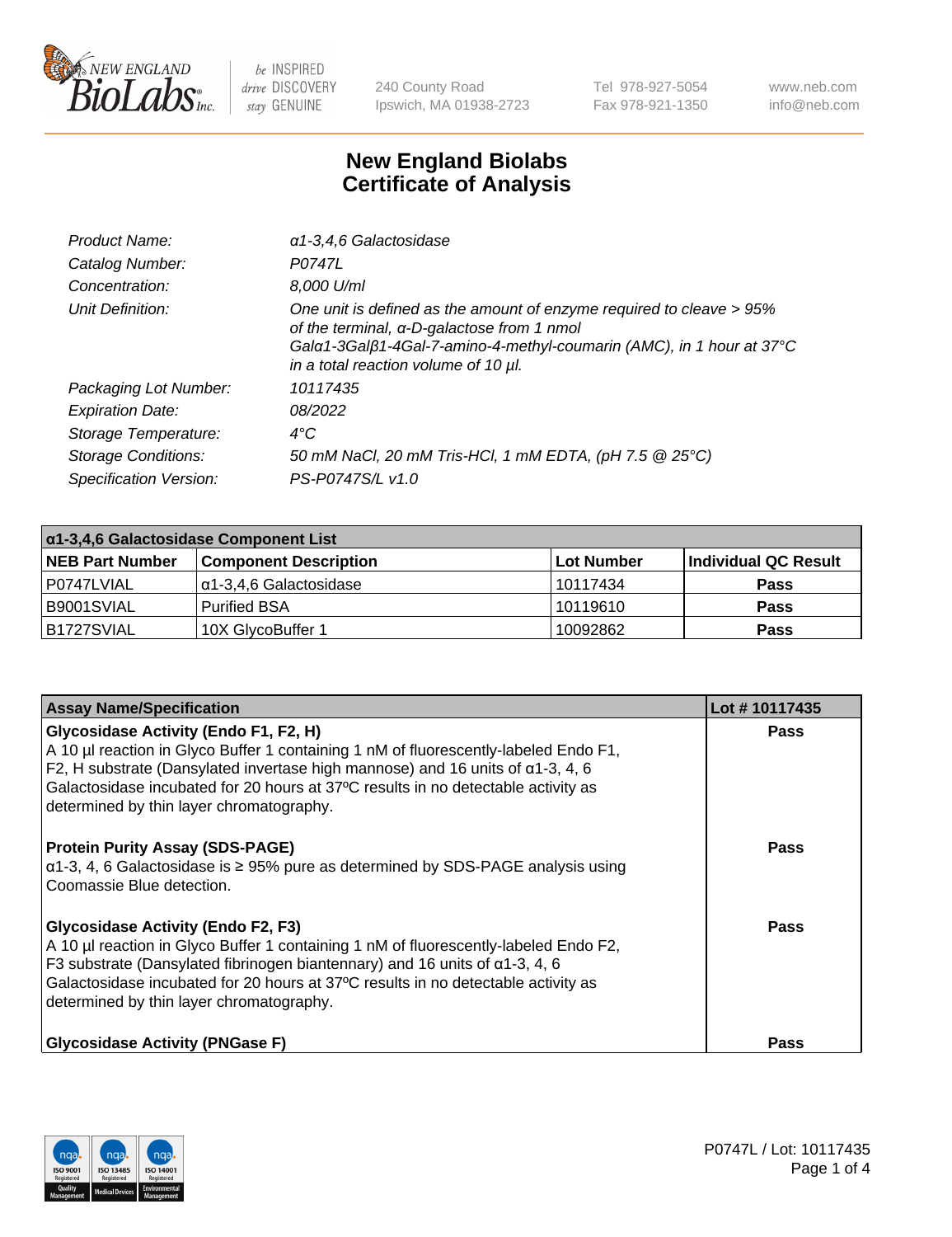New England BioLabs Inc. — be INSPIRED drive DISCOVERY stay GENUINE

240 County Road
Ipswich, MA 01938-2723

Tel 978-927-5054
Fax 978-921-1350

www.neb.com
info@neb.com

# New England Biolabs Certificate of Analysis

| | |
|---|---|
| *Product Name:* | *α1-3,4,6 Galactosidase* |
| *Catalog Number:* | *P0747L* |
| *Concentration:* | *8,000 U/ml* |
| *Unit Definition:* | *One unit is defined as the amount of enzyme required to cleave > 95% of the terminal, α-D-galactose from 1 nmol Galα1-3Galβ1-4Gal-7-amino-4-methyl-coumarin (AMC), in 1 hour at 37°C in a total reaction volume of 10 µl.* |
| *Packaging Lot Number:* | *10117435* |
| *Expiration Date:* | *08/2022* |
| *Storage Temperature:* | *4°C* |
| *Storage Conditions:* | *50 mM NaCl, 20 mM Tris-HCl, 1 mM EDTA, (pH 7.5 @ 25°C)* |
| *Specification Version:* | *PS-P0747S/L v1.0* |

| α1-3,4,6 Galactosidase Component List | | | |
|---|---|---|---|
| **NEB Part Number** | **Component Description** | **Lot Number** | **Individual QC Result** |
| P0747LVIAL | α1-3,4,6 Galactosidase | 10117434 | **Pass** |
| B9001SVIAL | Purified BSA | 10119610 | **Pass** |
| B1727SVIAL | 10X GlycoBuffer 1 | 10092862 | **Pass** |

| Assay Name/Specification | Lot # 10117435 |
|---|---|
| **Glycosidase Activity (Endo F1, F2, H)**<br>A 10 µl reaction in Glyco Buffer 1 containing 1 nM of fluorescently-labeled Endo F1, F2, H substrate (Dansylated invertase high mannose) and 16 units of α1-3, 4, 6 Galactosidase incubated for 20 hours at 37ºC results in no detectable activity as determined by thin layer chromatography. | **Pass** |
| **Protein Purity Assay (SDS-PAGE)**<br>α1-3, 4, 6 Galactosidase is ≥ 95% pure as determined by SDS-PAGE analysis using Coomassie Blue detection. | **Pass** |
| **Glycosidase Activity (Endo F2, F3)**<br>A 10 µl reaction in Glyco Buffer 1 containing 1 nM of fluorescently-labeled Endo F2, F3 substrate (Dansylated fibrinogen biantennary) and 16 units of α1-3, 4, 6 Galactosidase incubated for 20 hours at 37ºC results in no detectable activity as determined by thin layer chromatography. | **Pass** |
| **Glycosidase Activity (PNGase F)** | **Pass** |

P0747L / Lot: 10117435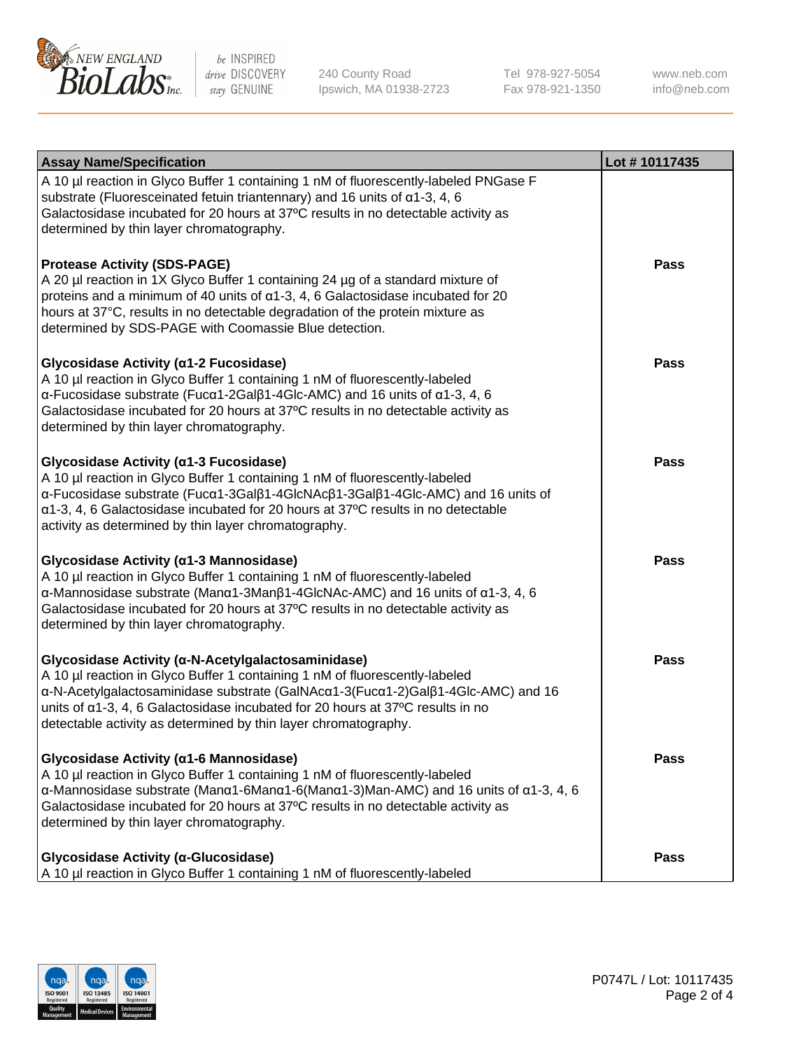| Assay Name/Specification | Lot # 10117435 |
| --- | --- |
| A 10 µl reaction in Glyco Buffer 1 containing 1 nM of fluorescently-labeled PNGase F substrate (Fluoresceinated fetuin triantennary) and 16 units of α1-3, 4, 6 Galactosidase incubated for 20 hours at 37ºC results in no detectable activity as determined by thin layer chromatography. | |
| **Protease Activity (SDS-PAGE)**<br>A 20 µl reaction in 1X Glyco Buffer 1 containing 24 µg of a standard mixture of proteins and a minimum of 40 units of α1-3, 4, 6 Galactosidase incubated for 20 hours at 37°C, results in no detectable degradation of the protein mixture as determined by SDS-PAGE with Coomassie Blue detection. | **Pass** |
| **Glycosidase Activity (α1-2 Fucosidase)**<br>A 10 µl reaction in Glyco Buffer 1 containing 1 nM of fluorescently-labeled α-Fucosidase substrate (Fucα1-2Galβ1-4Glc-AMC) and 16 units of α1-3, 4, 6 Galactosidase incubated for 20 hours at 37ºC results in no detectable activity as determined by thin layer chromatography. | **Pass** |
| **Glycosidase Activity (α1-3 Fucosidase)**<br>A 10 µl reaction in Glyco Buffer 1 containing 1 nM of fluorescently-labeled α-Fucosidase substrate (Fucα1-3Galβ1-4GlcNAcβ1-3Galβ1-4Glc-AMC) and 16 units of α1-3, 4, 6 Galactosidase incubated for 20 hours at 37ºC results in no detectable activity as determined by thin layer chromatography. | **Pass** |
| **Glycosidase Activity (α1-3 Mannosidase)**<br>A 10 µl reaction in Glyco Buffer 1 containing 1 nM of fluorescently-labeled α-Mannosidase substrate (Manα1-3Manβ1-4GlcNAc-AMC) and 16 units of α1-3, 4, 6 Galactosidase incubated for 20 hours at 37ºC results in no detectable activity as determined by thin layer chromatography. | **Pass** |
| **Glycosidase Activity (α-N-Acetylgalactosaminidase)**<br>A 10 µl reaction in Glyco Buffer 1 containing 1 nM of fluorescently-labeled α-N-Acetylgalactosaminidase substrate (GalNAcα1-3(Fucα1-2)Galβ1-4Glc-AMC) and 16 units of α1-3, 4, 6 Galactosidase incubated for 20 hours at 37ºC results in no detectable activity as determined by thin layer chromatography. | **Pass** |
| **Glycosidase Activity (α1-6 Mannosidase)**<br>A 10 µl reaction in Glyco Buffer 1 containing 1 nM of fluorescently-labeled α-Mannosidase substrate (Manα1-6Manα1-6(Manα1-3)Man-AMC) and 16 units of α1-3, 4, 6 Galactosidase incubated for 20 hours at 37ºC results in no detectable activity as determined by thin layer chromatography. | **Pass** |
| **Glycosidase Activity (α-Glucosidase)**<br>A 10 µl reaction in Glyco Buffer 1 containing 1 nM of fluorescently-labeled | **Pass** |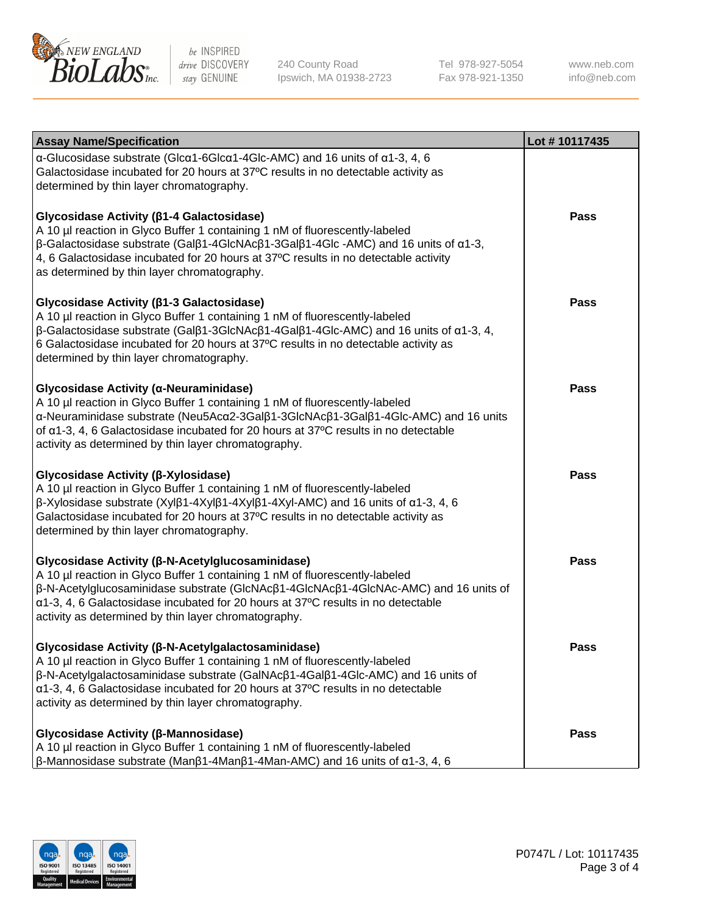| Assay Name/Specification | Lot # 10117435 |
|---|---|
| α-Glucosidase substrate (Glcα1-6Glcα1-4Glc-AMC) and 16 units of α1-3, 4, 6 Galactosidase incubated for 20 hours at 37ºC results in no detectable activity as determined by thin layer chromatography. | |
| **Glycosidase Activity (β1-4 Galactosidase)**<br>A 10 µl reaction in Glyco Buffer 1 containing 1 nM of fluorescently-labeled β-Galactosidase substrate (Galβ1-4GlcNAcβ1-3Galβ1-4Glc -AMC) and 16 units of α1-3, 4, 6 Galactosidase incubated for 20 hours at 37ºC results in no detectable activity as determined by thin layer chromatography. | **Pass** |
| **Glycosidase Activity (β1-3 Galactosidase)**<br>A 10 µl reaction in Glyco Buffer 1 containing 1 nM of fluorescently-labeled β-Galactosidase substrate (Galβ1-3GlcNAcβ1-4Galβ1-4Glc-AMC) and 16 units of α1-3, 4, 6 Galactosidase incubated for 20 hours at 37ºC results in no detectable activity as determined by thin layer chromatography. | **Pass** |
| **Glycosidase Activity (α-Neuraminidase)**<br>A 10 µl reaction in Glyco Buffer 1 containing 1 nM of fluorescently-labeled α-Neuraminidase substrate (Neu5Acα2-3Galβ1-3GlcNAcβ1-3Galβ1-4Glc-AMC) and 16 units of α1-3, 4, 6 Galactosidase incubated for 20 hours at 37ºC results in no detectable activity as determined by thin layer chromatography. | **Pass** |
| **Glycosidase Activity (β-Xylosidase)**<br>A 10 µl reaction in Glyco Buffer 1 containing 1 nM of fluorescently-labeled β-Xylosidase substrate (Xylβ1-4Xylβ1-4Xylβ1-4Xyl-AMC) and 16 units of α1-3, 4, 6 Galactosidase incubated for 20 hours at 37ºC results in no detectable activity as determined by thin layer chromatography. | **Pass** |
| **Glycosidase Activity (β-N-Acetylglucosaminidase)**<br>A 10 µl reaction in Glyco Buffer 1 containing 1 nM of fluorescently-labeled β-N-Acetylglucosaminidase substrate (GlcNAcβ1-4GlcNAcβ1-4GlcNAc-AMC) and 16 units of α1-3, 4, 6 Galactosidase incubated for 20 hours at 37ºC results in no detectable activity as determined by thin layer chromatography. | **Pass** |
| **Glycosidase Activity (β-N-Acetylgalactosaminidase)**<br>A 10 µl reaction in Glyco Buffer 1 containing 1 nM of fluorescently-labeled β-N-Acetylgalactosaminidase substrate (GalNAcβ1-4Galβ1-4Glc-AMC) and 16 units of α1-3, 4, 6 Galactosidase incubated for 20 hours at 37ºC results in no detectable activity as determined by thin layer chromatography. | **Pass** |
| **Glycosidase Activity (β-Mannosidase)**<br>A 10 µl reaction in Glyco Buffer 1 containing 1 nM of fluorescently-labeled β-Mannosidase substrate (Manβ1-4Manβ1-4Man-AMC) and 16 units of α1-3, 4, 6 | **Pass** |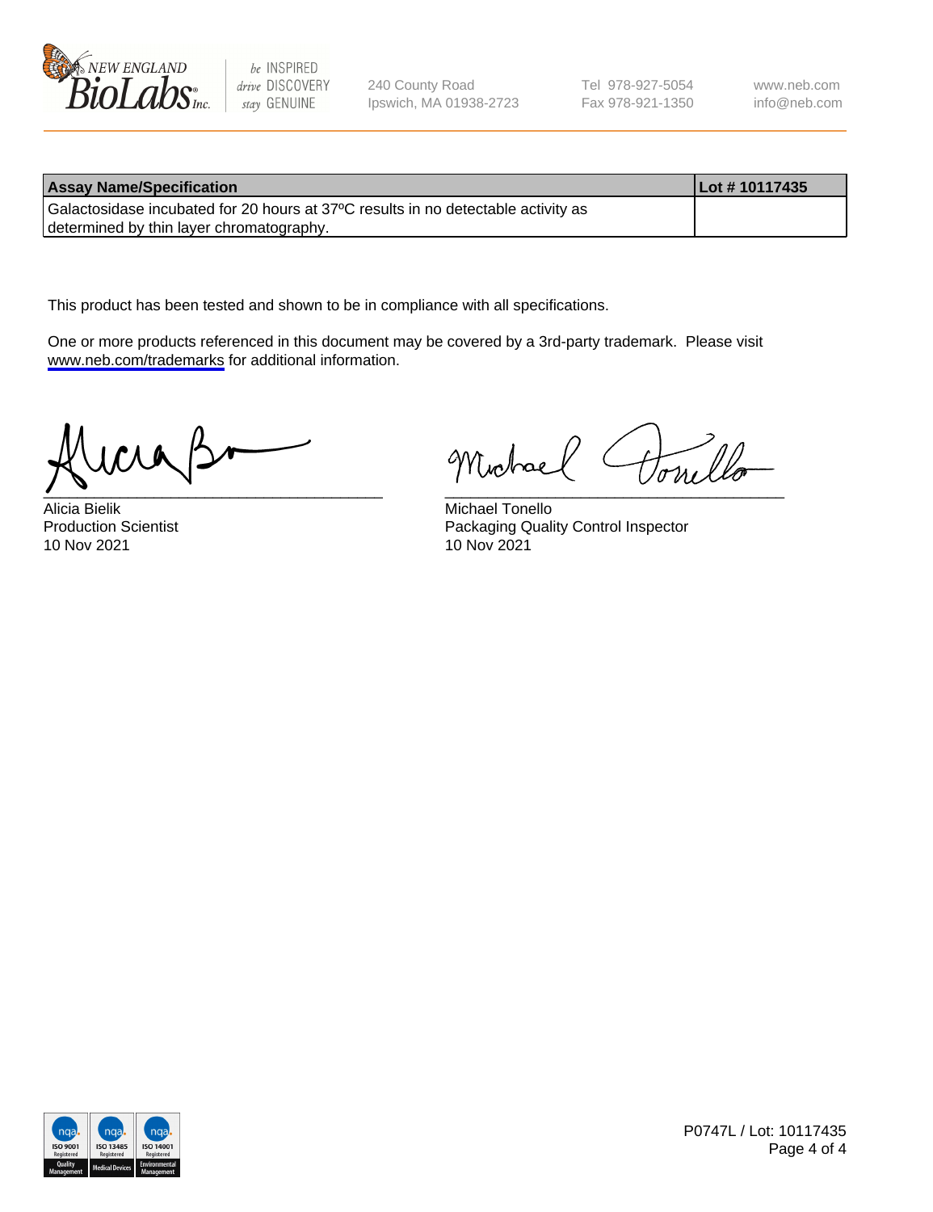| Assay Name/Specification | Lot # 10117435 |
|---|---|
| Galactosidase incubated for 20 hours at 37ºC results in no detectable activity as determined by thin layer chromatography. | |

This product has been tested and shown to be in compliance with all specifications.

One or more products referenced in this document may be covered by a 3rd-party trademark. Please visit www.neb.com/trademarks for additional information.

Alicia Bielik
Production Scientist
10 Nov 2021

Michael Tonello
Packaging Quality Control Inspector
10 Nov 2021

P0747L / Lot: 10117435